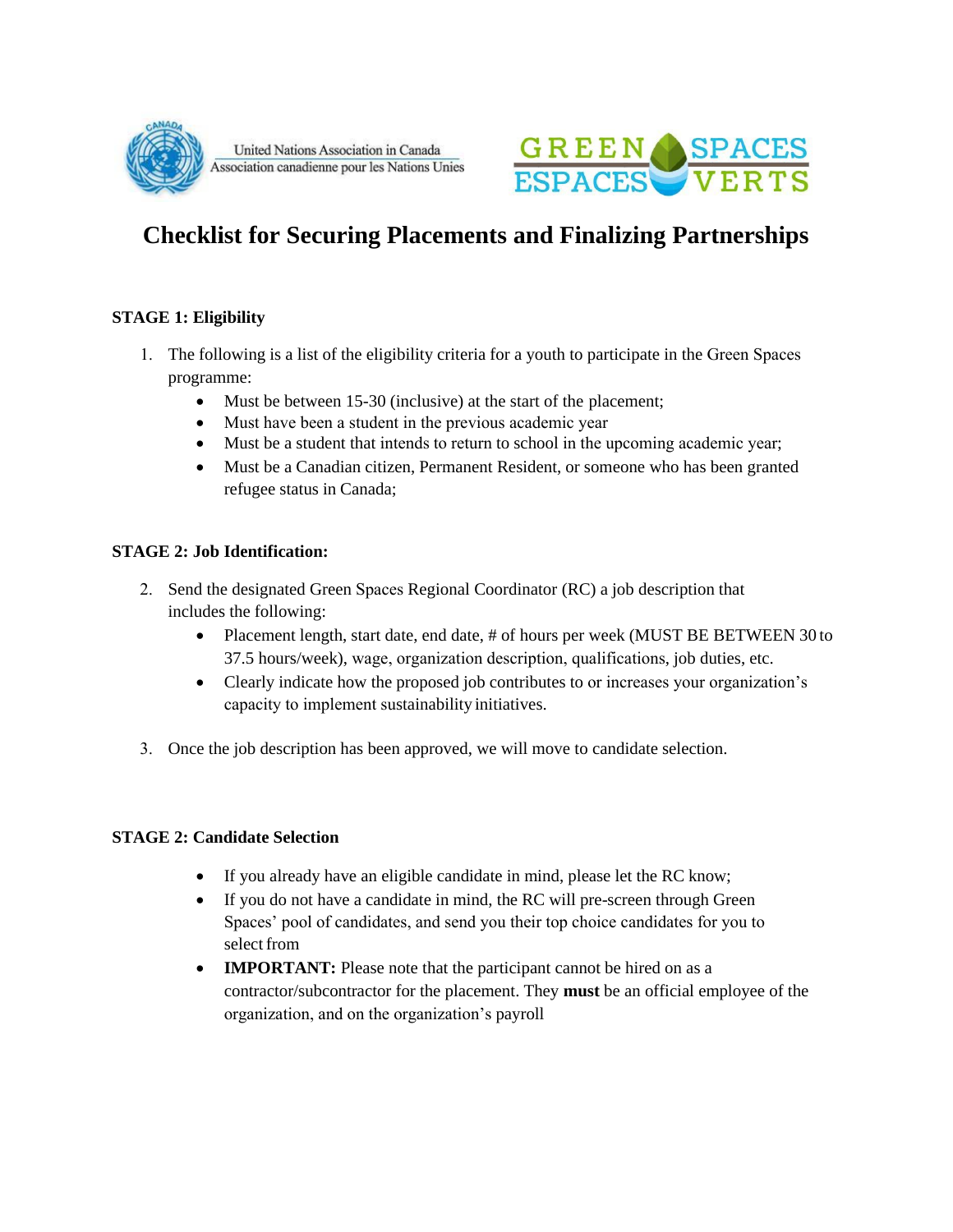United Nations Association in Canada
Association canadienne pour les Nations Unies

GREEN SPACES
ESPACES VERTS

# Checklist for Securing Placements and Finalizing Partnerships

**STAGE 1: Eligibility**

1. The following is a list of the eligibility criteria for a youth to participate in the Green Spaces programme:
   - Must be between 15-30 (inclusive) at the start of the placement;
   - Must have been a student in the previous academic year
   - Must be a student that intends to return to school in the upcoming academic year;
   - Must be a Canadian citizen, Permanent Resident, or someone who has been granted refugee status in Canada;

**STAGE 2: Job Identification:**

2. Send the designated Green Spaces Regional Coordinator (RC) a job description that includes the following:
   - Placement length, start date, end date, # of hours per week (MUST BE BETWEEN 30 to 37.5 hours/week), wage, organization description, qualifications, job duties, etc.
   - Clearly indicate how the proposed job contributes to or increases your organization's capacity to implement sustainability initiatives.

3. Once the job description has been approved, we will move to candidate selection.

**STAGE 2: Candidate Selection**

- If you already have an eligible candidate in mind, please let the RC know;
- If you do not have a candidate in mind, the RC will pre-screen through Green Spaces' pool of candidates, and send you their top choice candidates for you to select from
- **IMPORTANT:** Please note that the participant cannot be hired on as a contractor/subcontractor for the placement. They **must** be an official employee of the organization, and on the organization's payroll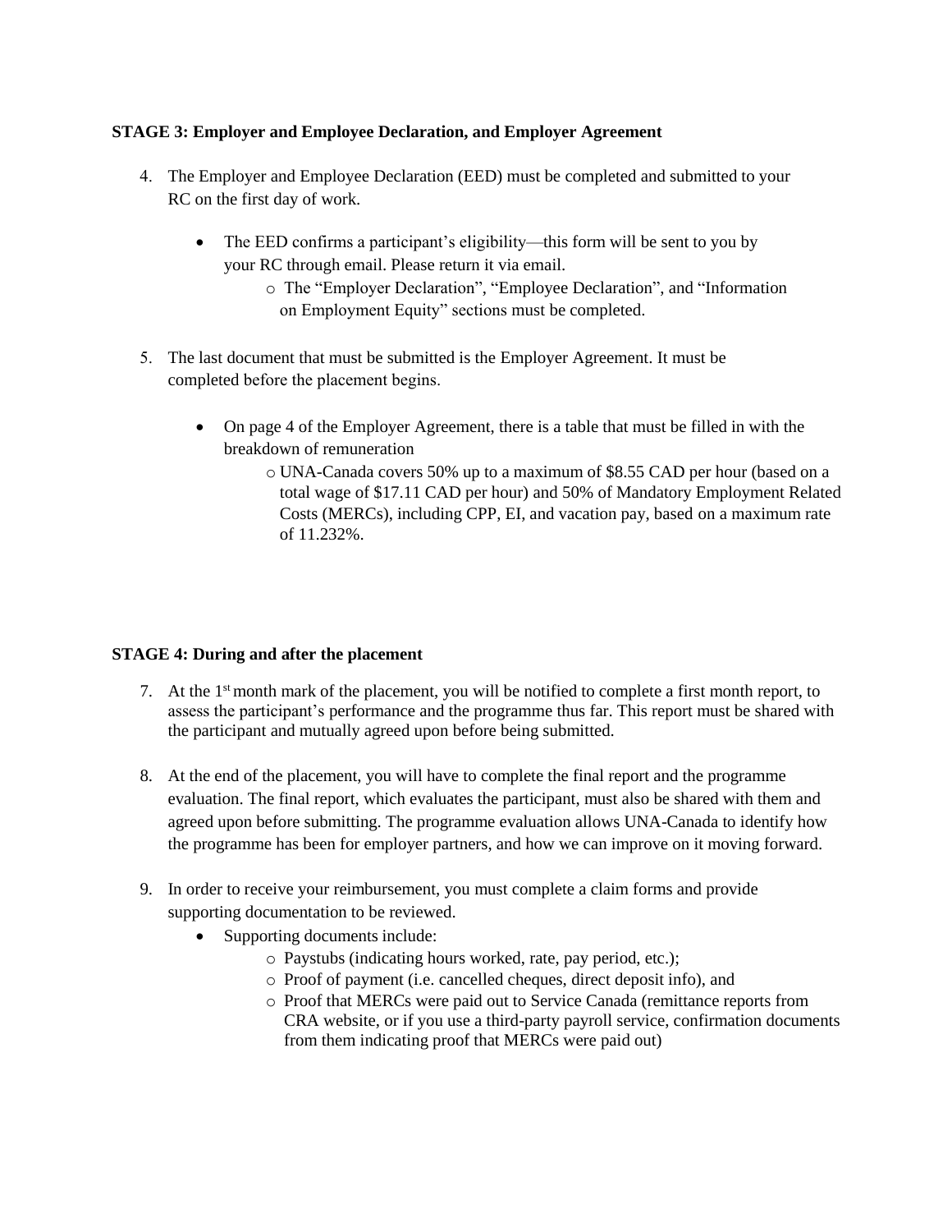**STAGE 3: Employer and Employee Declaration, and Employer Agreement**

4. The Employer and Employee Declaration (EED) must be completed and submitted to your RC on the first day of work.

   - The EED confirms a participant's eligibility—this form will be sent to you by your RC through email. Please return it via email.
     - The "Employer Declaration", "Employee Declaration", and "Information on Employment Equity" sections must be completed.

5. The last document that must be submitted is the Employer Agreement. It must be completed before the placement begins.

   - On page 4 of the Employer Agreement, there is a table that must be filled in with the breakdown of remuneration
     - UNA-Canada covers 50% up to a maximum of $8.55 CAD per hour (based on a total wage of $17.11 CAD per hour) and 50% of Mandatory Employment Related Costs (MERCs), including CPP, EI, and vacation pay, based on a maximum rate of 11.232%.

**STAGE 4: During and after the placement**

7. At the 1st month mark of the placement, you will be notified to complete a first month report, to assess the participant's performance and the programme thus far. This report must be shared with the participant and mutually agreed upon before being submitted.

8. At the end of the placement, you will have to complete the final report and the programme evaluation. The final report, which evaluates the participant, must also be shared with them and agreed upon before submitting. The programme evaluation allows UNA-Canada to identify how the programme has been for employer partners, and how we can improve on it moving forward.

9. In order to receive your reimbursement, you must complete a claim forms and provide supporting documentation to be reviewed.
   - Supporting documents include:
     - Paystubs (indicating hours worked, rate, pay period, etc.);
     - Proof of payment (i.e. cancelled cheques, direct deposit info), and
     - Proof that MERCs were paid out to Service Canada (remittance reports from CRA website, or if you use a third-party payroll service, confirmation documents from them indicating proof that MERCs were paid out)